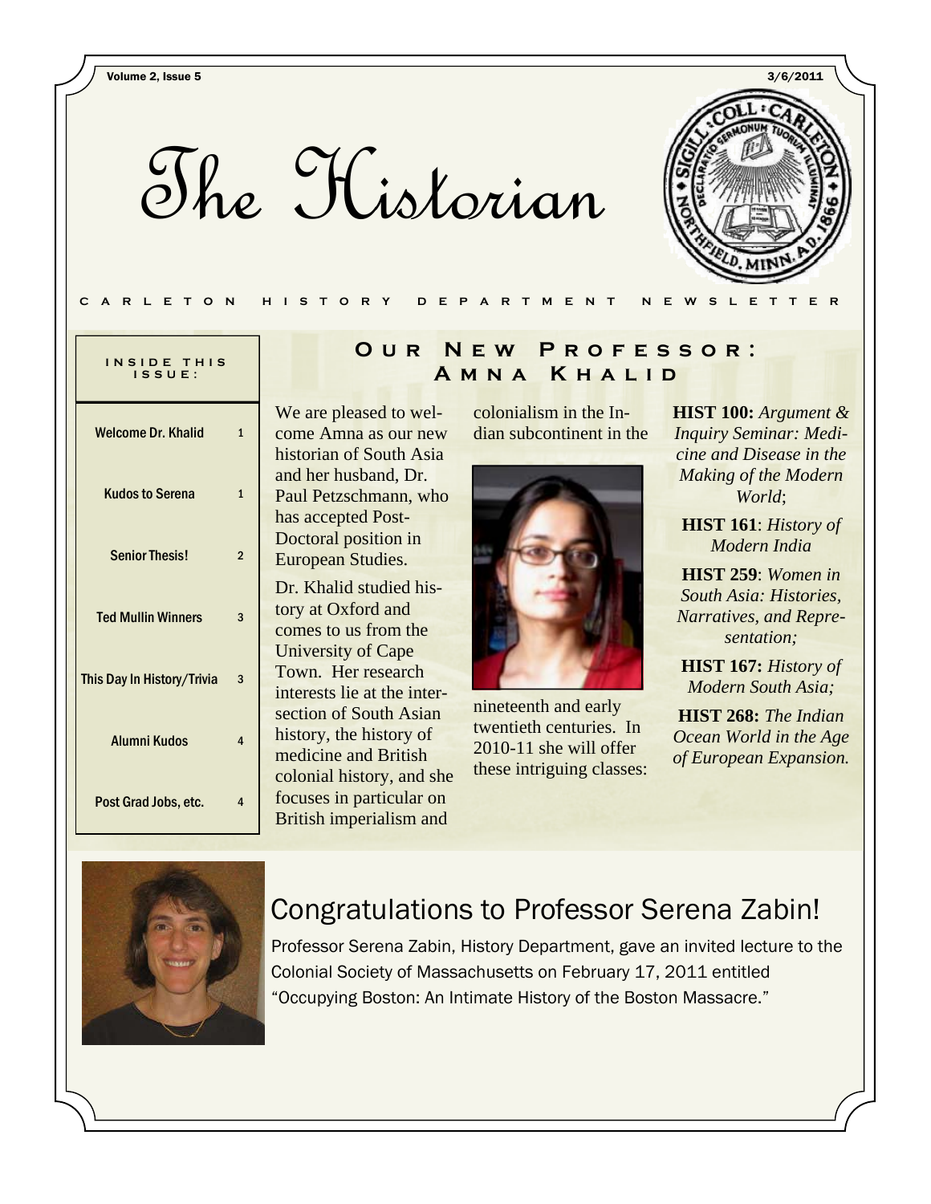# The Historian

CARLETON HISTORY DEPARTMENT NEWSLETTER

**INSIDE THIS ISSUE:**

| | |
|---|---|
| Welcome Dr. Khalid | 1 |
| Kudos to Serena | 1 |
| Senior Thesis! | 2 |
| Ted Mullin Winners | 3 |
| This Day In History/Trivia | 3 |
| Alumni Kudos | 4 |
| Post Grad Jobs, etc. | 4 |

## Our New Professor: Amna Khalid

We are pleased to welcome Amna as our new historian of South Asia and her husband, Dr. Paul Petzschmann, who has accepted Post-Doctoral position in European Studies.

Dr. Khalid studied history at Oxford and comes to us from the University of Cape Town. Her research interests lie at the intersection of South Asian history, the history of medicine and British colonial history, and she focuses in particular on British imperialism and colonialism in the Indian subcontinent in the nineteenth and early twentieth centuries. In 2010-11 she will offer these intriguing classes:

**HIST 100:** *Argument & Inquiry Seminar: Medicine and Disease in the Making of the Modern World*;

**HIST 161**: *History of Modern India*

**HIST 259**: *Women in South Asia: Histories, Narratives, and Representation;*

**HIST 167:** *History of Modern South Asia;*

**HIST 268:** *The Indian Ocean World in the Age of European Expansion.*

## Congratulations to Professor Serena Zabin!

Professor Serena Zabin, History Department, gave an invited lecture to the Colonial Society of Massachusetts on February 17, 2011 entitled "Occupying Boston: An Intimate History of the Boston Massacre."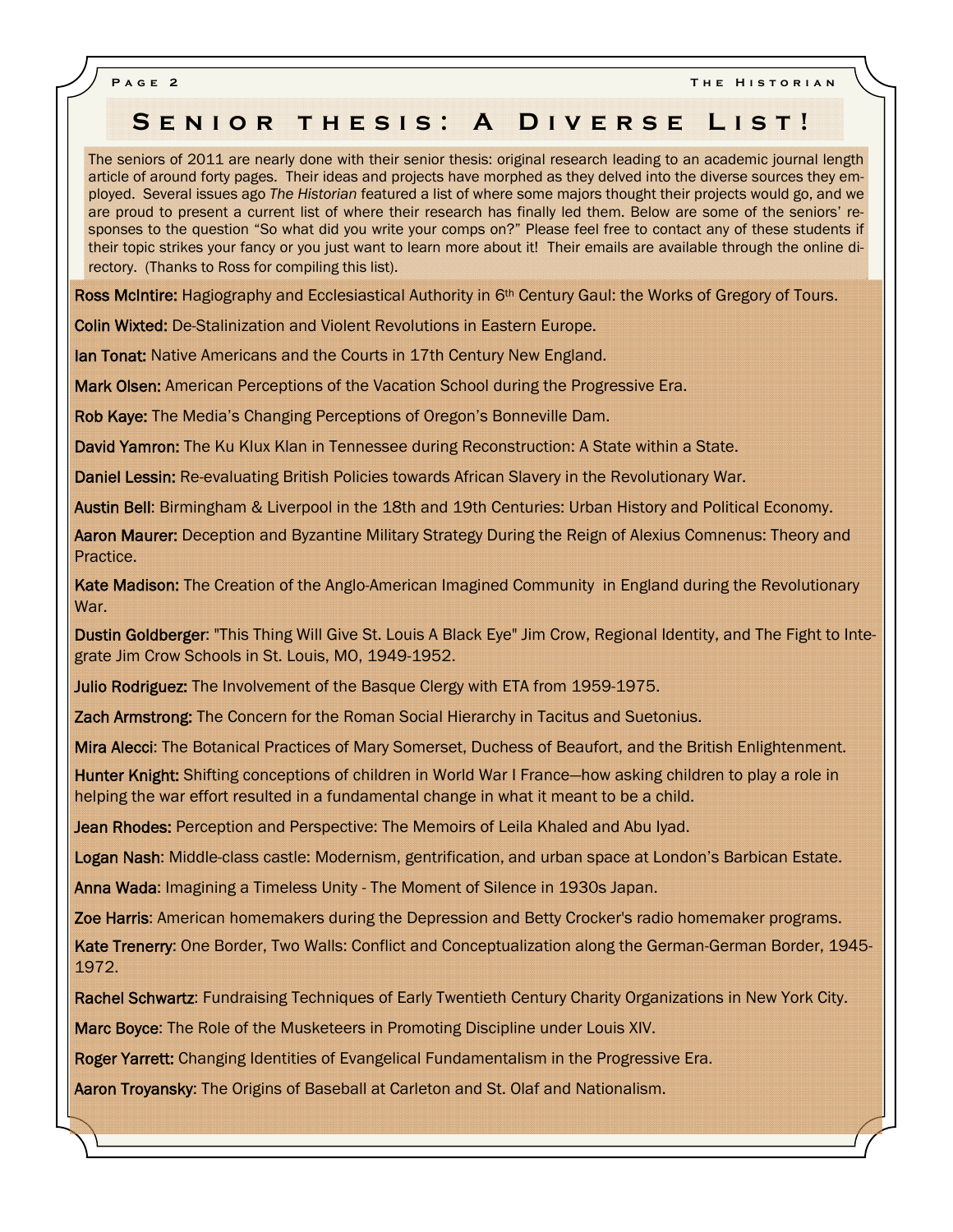# Senior thesis: A Diverse List!

The seniors of 2011 are nearly done with their senior thesis: original research leading to an academic journal length article of around forty pages. Their ideas and projects have morphed as they delved into the diverse sources they employed. Several issues ago *The Historian* featured a list of where some majors thought their projects would go, and we are proud to present a current list of where their research has finally led them. Below are some of the seniors' responses to the question "So what did you write your comps on?" Please feel free to contact any of these students if their topic strikes your fancy or you just want to learn more about it! Their emails are available through the online directory. (Thanks to Ross for compiling this list).

**Ross McIntire:** Hagiography and Ecclesiastical Authority in 6th Century Gaul: the Works of Gregory of Tours.

**Colin Wixted:** De-Stalinization and Violent Revolutions in Eastern Europe.

**Ian Tonat:** Native Americans and the Courts in 17th Century New England.

**Mark Olsen:** American Perceptions of the Vacation School during the Progressive Era.

**Rob Kaye:** The Media's Changing Perceptions of Oregon's Bonneville Dam.

**David Yamron:** The Ku Klux Klan in Tennessee during Reconstruction: A State within a State.

**Daniel Lessin:** Re-evaluating British Policies towards African Slavery in the Revolutionary War.

**Austin Bell**: Birmingham & Liverpool in the 18th and 19th Centuries: Urban History and Political Economy.

**Aaron Maurer:** Deception and Byzantine Military Strategy During the Reign of Alexius Comnenus: Theory and Practice.

**Kate Madison:** The Creation of the Anglo-American Imagined Community in England during the Revolutionary War.

**Dustin Goldberger**: "This Thing Will Give St. Louis A Black Eye" Jim Crow, Regional Identity, and The Fight to Integrate Jim Crow Schools in St. Louis, MO, 1949-1952.

**Julio Rodriguez:** The Involvement of the Basque Clergy with ETA from 1959-1975.

**Zach Armstrong:** The Concern for the Roman Social Hierarchy in Tacitus and Suetonius.

**Mira Alecci**: The Botanical Practices of Mary Somerset, Duchess of Beaufort, and the British Enlightenment.

**Hunter Knight:** Shifting conceptions of children in World War I France—how asking children to play a role in helping the war effort resulted in a fundamental change in what it meant to be a child.

**Jean Rhodes:** Perception and Perspective: The Memoirs of Leila Khaled and Abu Iyad.

**Logan Nash**: Middle-class castle: Modernism, gentrification, and urban space at London's Barbican Estate.

**Anna Wada**: Imagining a Timeless Unity - The Moment of Silence in 1930s Japan.

**Zoe Harris**: American homemakers during the Depression and Betty Crocker's radio homemaker programs.

**Kate Trenerry:** One Border, Two Walls: Conflict and Conceptualization along the German-German Border, 1945-1972.

**Rachel Schwartz**: Fundraising Techniques of Early Twentieth Century Charity Organizations in New York City.

**Marc Boyce**: The Role of the Musketeers in Promoting Discipline under Louis XIV.

**Roger Yarrett:** Changing Identities of Evangelical Fundamentalism in the Progressive Era.

**Aaron Troyansky**: The Origins of Baseball at Carleton and St. Olaf and Nationalism.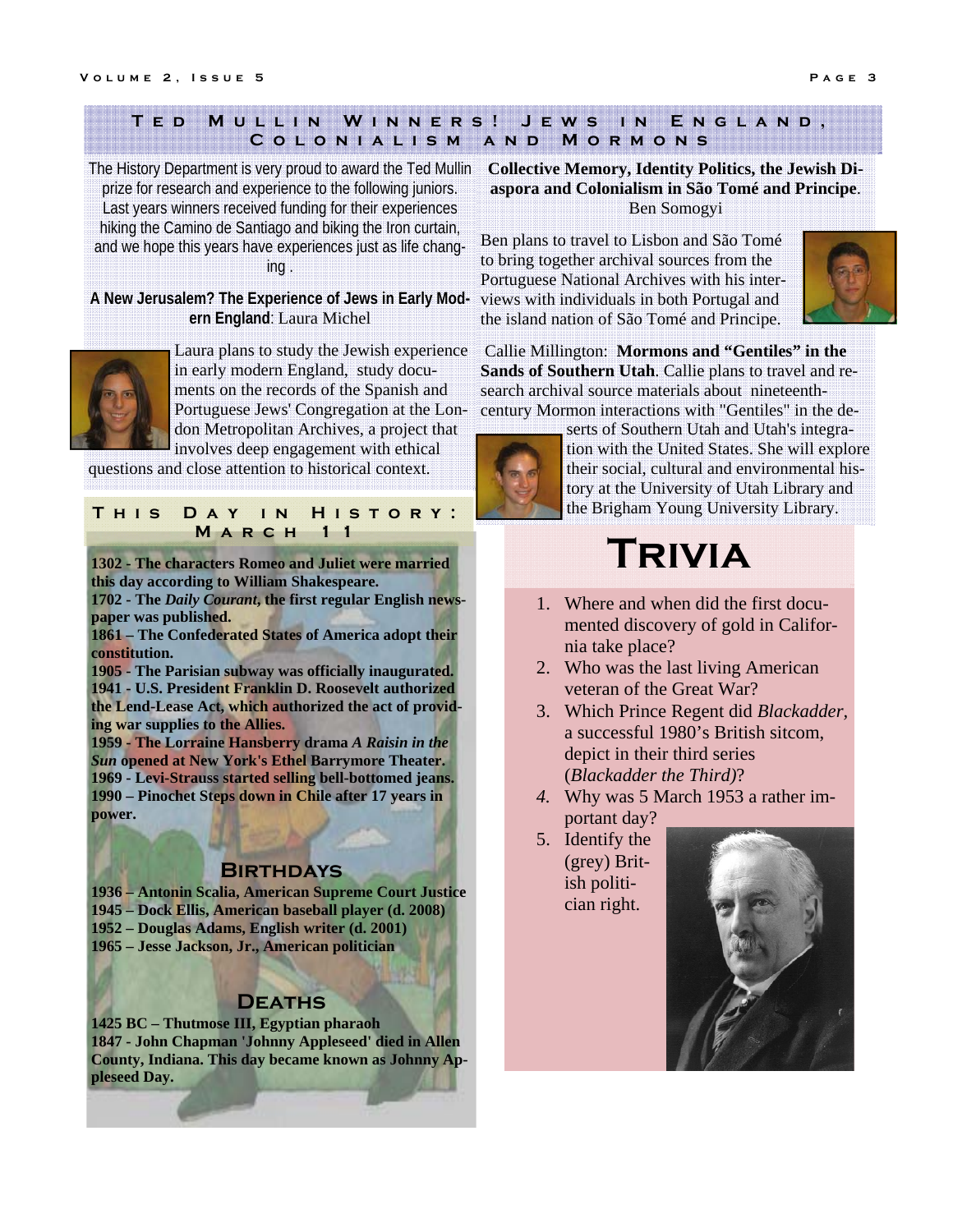## Ted Mullin Winners! Jews in England, Colonialism and Mormons

The History Department is very proud to award the Ted Mullin prize for research and experience to the following juniors. Last years winners received funding for their experiences hiking the Camino de Santiago and biking the Iron curtain, and we hope this years have experiences just as life changing .

**A New Jerusalem? The Experience of Jews in Early Modern England**: Laura Michel

Laura plans to study the Jewish experience in early modern England, study documents on the records of the Spanish and Portuguese Jews' Congregation at the London Metropolitan Archives, a project that involves deep engagement with ethical questions and close attention to historical context.

**Collective Memory, Identity Politics, the Jewish Diaspora and Colonialism in São Tomé and Principe**. Ben Somogyi

Ben plans to travel to Lisbon and São Tomé to bring together archival sources from the Portuguese National Archives with his interviews with individuals in both Portugal and the island nation of São Tomé and Principe.

Callie Millington: **Mormons and "Gentiles" in the Sands of Southern Utah**. Callie plans to travel and research archival source materials about nineteenth-century Mormon interactions with "Gentiles" in the deserts of Southern Utah and Utah's integration with the United States. She will explore their social, cultural and environmental history at the University of Utah Library and the Brigham Young University Library.

## This Day in History: March 11

**1302 - The characters Romeo and Juliet were married this day according to William Shakespeare.**
**1702 - The *Daily Courant*, the first regular English newspaper was published.**
**1861 – The Confederated States of America adopt their constitution.**
**1905 - The Parisian subway was officially inaugurated.**
**1941 - U.S. President Franklin D. Roosevelt authorized the Lend-Lease Act, which authorized the act of providing war supplies to the Allies.**
**1959 - The Lorraine Hansberry drama *A Raisin in the Sun* opened at New York's Ethel Barrymore Theater.**
**1969 - Levi-Strauss started selling bell-bottomed jeans.**
**1990 – Pinochet Steps down in Chile after 17 years in power.**

### Birthdays

**1936 – Antonin Scalia, American Supreme Court Justice**
**1945 – Dock Ellis, American baseball player (d. 2008)**
**1952 – Douglas Adams, English writer (d. 2001)**
**1965 – Jesse Jackson, Jr., American politician**

### Deaths

**1425 BC – Thutmose III, Egyptian pharaoh**
**1847 - John Chapman 'Johnny Appleseed' died in Allen County, Indiana. This day became known as Johnny Appleseed Day.**

## Trivia

1. Where and when did the first documented discovery of gold in California take place?
2. Who was the last living American veteran of the Great War?
3. Which Prince Regent did *Blackadder*, a successful 1980's British sitcom, depict in their third series (*Blackadder the Third)*?
4. Why was 5 March 1953 a rather important day?
5. Identify the (grey) British politician right.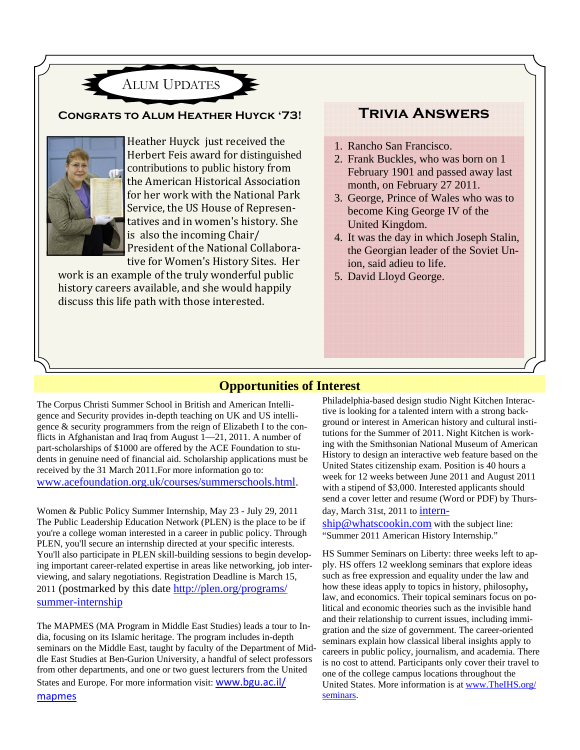# Alum Updates

## Congrats to Alum Heather Huyck '73!

Heather Huyck just received the Herbert Feis award for distinguished contributions to public history from the American Historical Association for her work with the National Park Service, the US House of Representatives and in women's history. She is also the incoming Chair/ President of the National Collaborative for Women's History Sites. Her work is an example of the truly wonderful public history careers available, and she would happily discuss this life path with those interested.

## Trivia Answers

1. Rancho San Francisco.
2. Frank Buckles, who was born on 1 February 1901 and passed away last month, on February 27 2011.
3. George, Prince of Wales who was to become King George IV of the United Kingdom.
4. It was the day in which Joseph Stalin, the Georgian leader of the Soviet Union, said adieu to life.
5. David Lloyd George.

## Opportunities of Interest

The Corpus Christi Summer School in British and American Intelligence and Security provides in-depth teaching on UK and US intelligence & security programmers from the reign of Elizabeth I to the conflicts in Afghanistan and Iraq from August 1—21, 2011. A number of part-scholarships of $1000 are offered by the ACE Foundation to students in genuine need of financial aid. Scholarship applications must be received by the 31 March 2011.For more information go to: www.acefoundation.org.uk/courses/summerschools.html.

Women & Public Policy Summer Internship, May 23 - July 29, 2011 The Public Leadership Education Network (PLEN) is the place to be if you're a college woman interested in a career in public policy. Through PLEN, you'll secure an internship directed at your specific interests. You'll also participate in PLEN skill-building sessions to begin developing important career-related expertise in areas like networking, job interviewing, and salary negotiations. Registration Deadline is March 15, 2011 (postmarked by this date http://plen.org/programs/summer-internship

The MAPMES (MA Program in Middle East Studies) leads a tour to India, focusing on its Islamic heritage. The program includes in-depth seminars on the Middle East, taught by faculty of the Department of Middle East Studies at Ben-Gurion University, a handful of select professors from other departments, and one or two guest lecturers from the United States and Europe. For more information visit: www.bgu.ac.il/mapmes

Philadelphia-based design studio Night Kitchen Interactive is looking for a talented intern with a strong background or interest in American history and cultural institutions for the Summer of 2011. Night Kitchen is working with the Smithsonian National Museum of American History to design an interactive web feature based on the United States citizenship exam. Position is 40 hours a week for 12 weeks between June 2011 and August 2011 with a stipend of $3,000. Interested applicants should send a cover letter and resume (Word or PDF) by Thursday, March 31st, 2011 to internship@whatscookin.com with the subject line: "Summer 2011 American History Internship."

HS Summer Seminars on Liberty: three weeks left to apply. HS offers 12 weeklong seminars that explore ideas such as free expression and equality under the law and how these ideas apply to topics in history, philosophy, law, and economics. Their topical seminars focus on political and economic theories such as the invisible hand and their relationship to current issues, including immigration and the size of government. The career-oriented seminars explain how classical liberal insights apply to careers in public policy, journalism, and academia. There is no cost to attend. Participants only cover their travel to one of the college campus locations throughout the United States. More information is at www.TheIHS.org/seminars.